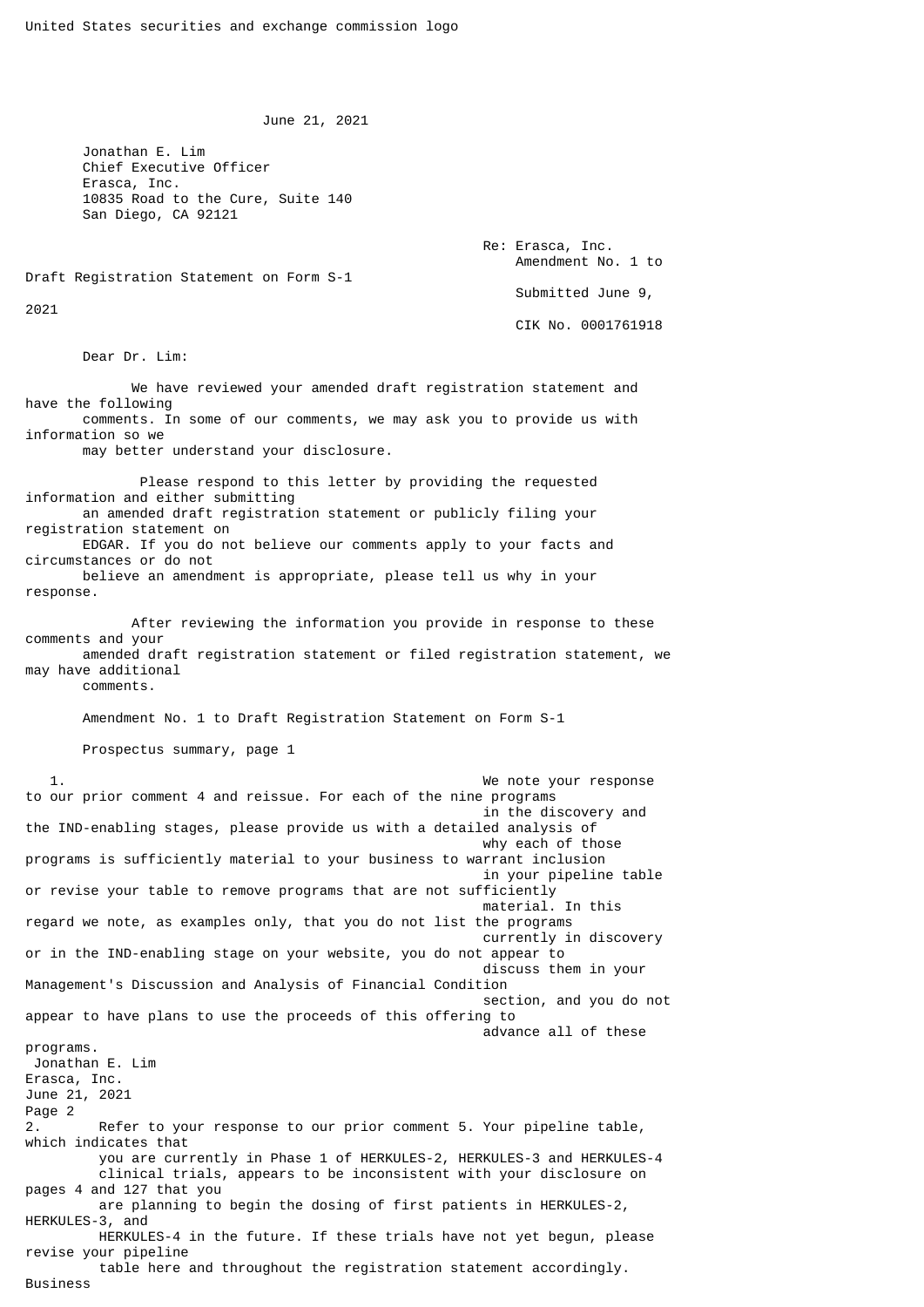United States securities and exchange commission logo

June 21, 2021

Jonathan E. Lim
Chief Executive Officer
Erasca, Inc.
10835 Road to the Cure, Suite 140
San Diego, CA 92121

Re: Erasca, Inc.
Amendment No. 1 to Draft Registration Statement on Form S-1
Submitted June 9, 2021
CIK No. 0001761918

Dear Dr. Lim:

We have reviewed your amended draft registration statement and have the following comments. In some of our comments, we may ask you to provide us with information so we may better understand your disclosure.

Please respond to this letter by providing the requested information and either submitting an amended draft registration statement or publicly filing your registration statement on EDGAR. If you do not believe our comments apply to your facts and circumstances or do not believe an amendment is appropriate, please tell us why in your response.

After reviewing the information you provide in response to these comments and your amended draft registration statement or filed registration statement, we may have additional comments.

Amendment No. 1 to Draft Registration Statement on Form S-1

Prospectus summary, page 1

1. We note your response to our prior comment 4 and reissue. For each of the nine programs in the discovery and the IND-enabling stages, please provide us with a detailed analysis of why each of those programs is sufficiently material to your business to warrant inclusion in your pipeline table or revise your table to remove programs that are not sufficiently material. In this regard we note, as examples only, that you do not list the programs currently in discovery or in the IND-enabling stage on your website, you do not appear to discuss them in your Management's Discussion and Analysis of Financial Condition section, and you do not appear to have plans to use the proceeds of this offering to advance all of these programs.

2. Refer to your response to our prior comment 5. Your pipeline table, which indicates that you are currently in Phase 1 of HERKULES-2, HERKULES-3 and HERKULES-4 clinical trials, appears to be inconsistent with your disclosure on pages 4 and 127 that you are planning to begin the dosing of first patients in HERKULES-2, HERKULES-3, and HERKULES-4 in the future. If these trials have not yet begun, please revise your pipeline table here and throughout the registration statement accordingly.

Business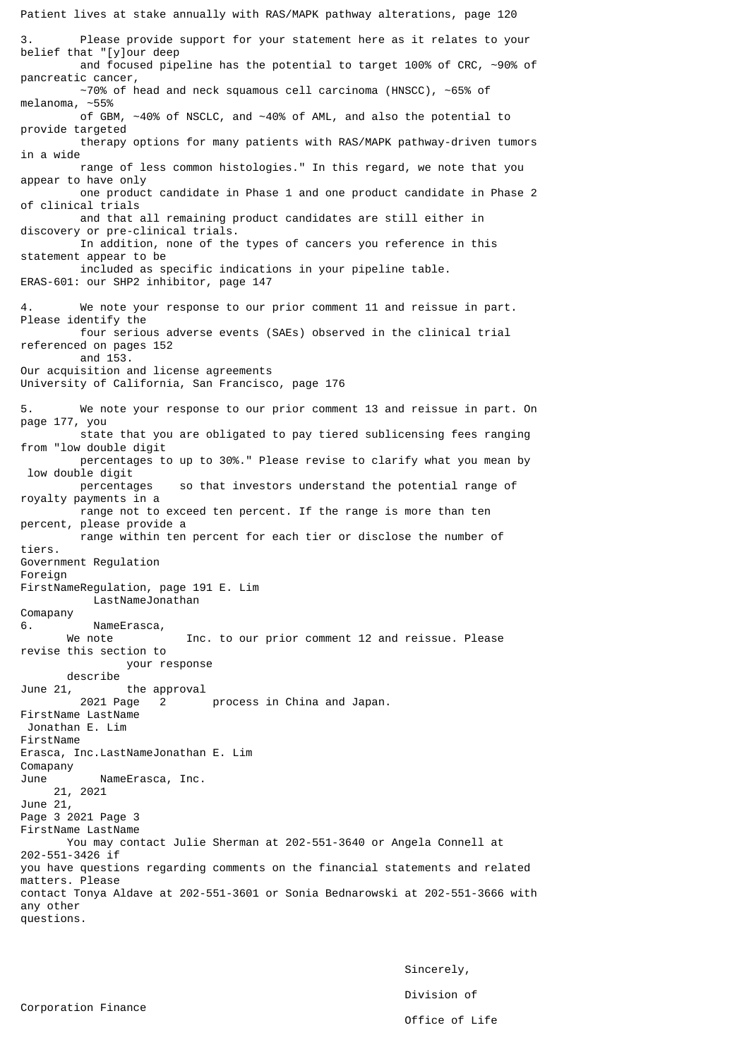Patient lives at stake annually with RAS/MAPK pathway alterations, page 120

3. Please provide support for your statement here as it relates to your belief that "[y]our deep and focused pipeline has the potential to target 100% of CRC, ~90% of pancreatic cancer, ~70% of head and neck squamous cell carcinoma (HNSCC), ~65% of melanoma, ~55% of GBM, ~40% of NSCLC, and ~40% of AML, and also the potential to provide targeted therapy options for many patients with RAS/MAPK pathway-driven tumors in a wide range of less common histologies." In this regard, we note that you appear to have only one product candidate in Phase 1 and one product candidate in Phase 2 of clinical trials and that all remaining product candidates are still either in discovery or pre-clinical trials. In addition, none of the types of cancers you reference in this statement appear to be included as specific indications in your pipeline table.

ERAS-601: our SHP2 inhibitor, page 147

4. We note your response to our prior comment 11 and reissue in part. Please identify the four serious adverse events (SAEs) observed in the clinical trial referenced on pages 152 and 153.

Our acquisition and license agreements
University of California, San Francisco, page 176

5. We note your response to our prior comment 13 and reissue in part. On page 177, you state that you are obligated to pay tiered sublicensing fees ranging from "low double digit percentages to up to 30%." Please revise to clarify what you mean by low double digit percentages so that investors understand the potential range of royalty payments in a range not to exceed ten percent. If the range is more than ten percent, please provide a range within ten percent for each tier or disclose the number of tiers.

Government Regulation
Foreign Regulation, page 191

6. We note your response to our prior comment 12 and reissue. Please revise this section to describe the approval process in China and Japan.

You may contact Julie Sherman at 202-551-3640 or Angela Connell at 202-551-3426 if you have questions regarding comments on the financial statements and related matters. Please contact Tonya Aldave at 202-551-3601 or Sonia Bednarowski at 202-551-3666 with any other questions.

Sincerely,

Division of Corporation Finance
Office of Life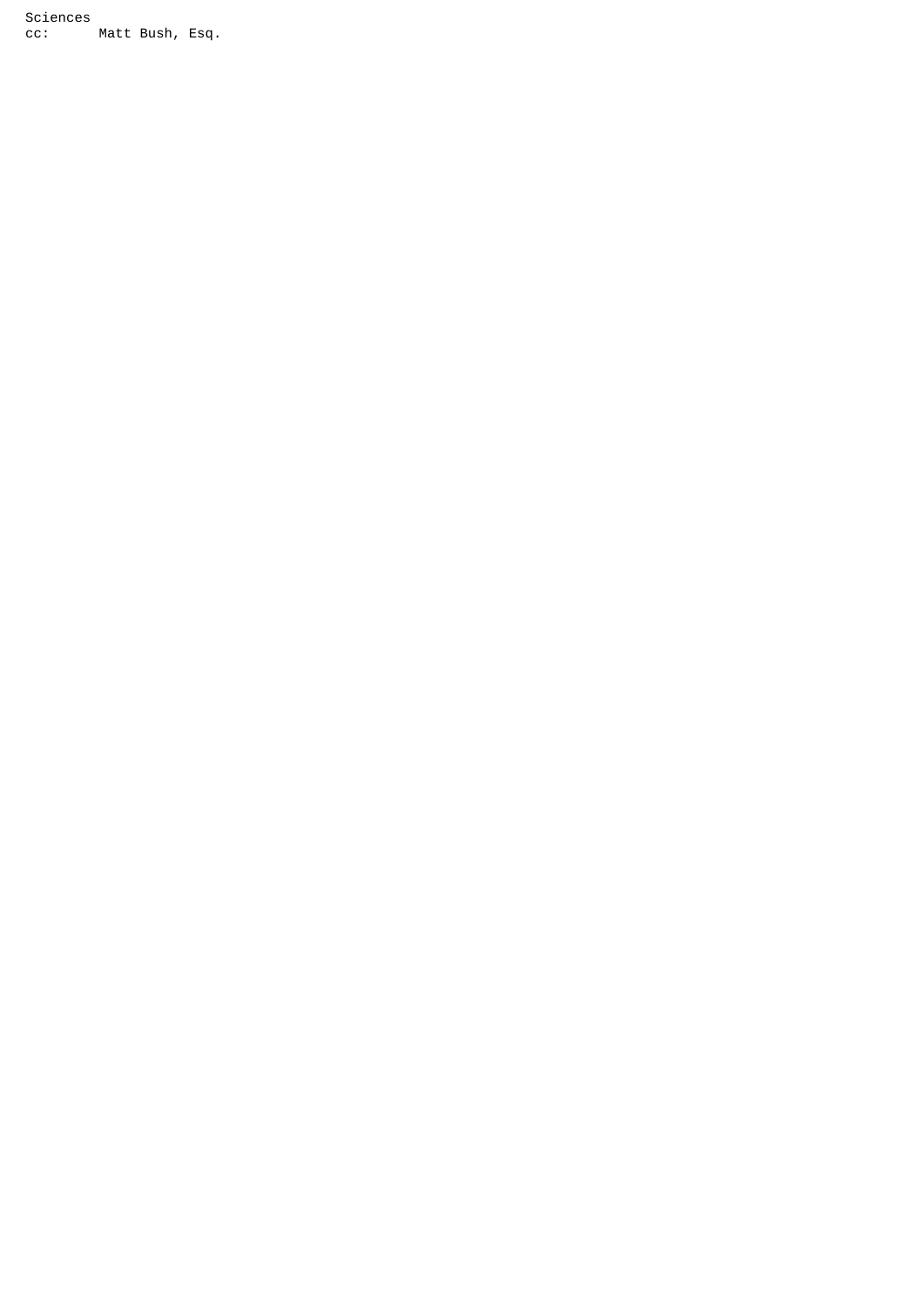Sciences
cc: Matt Bush, Esq.